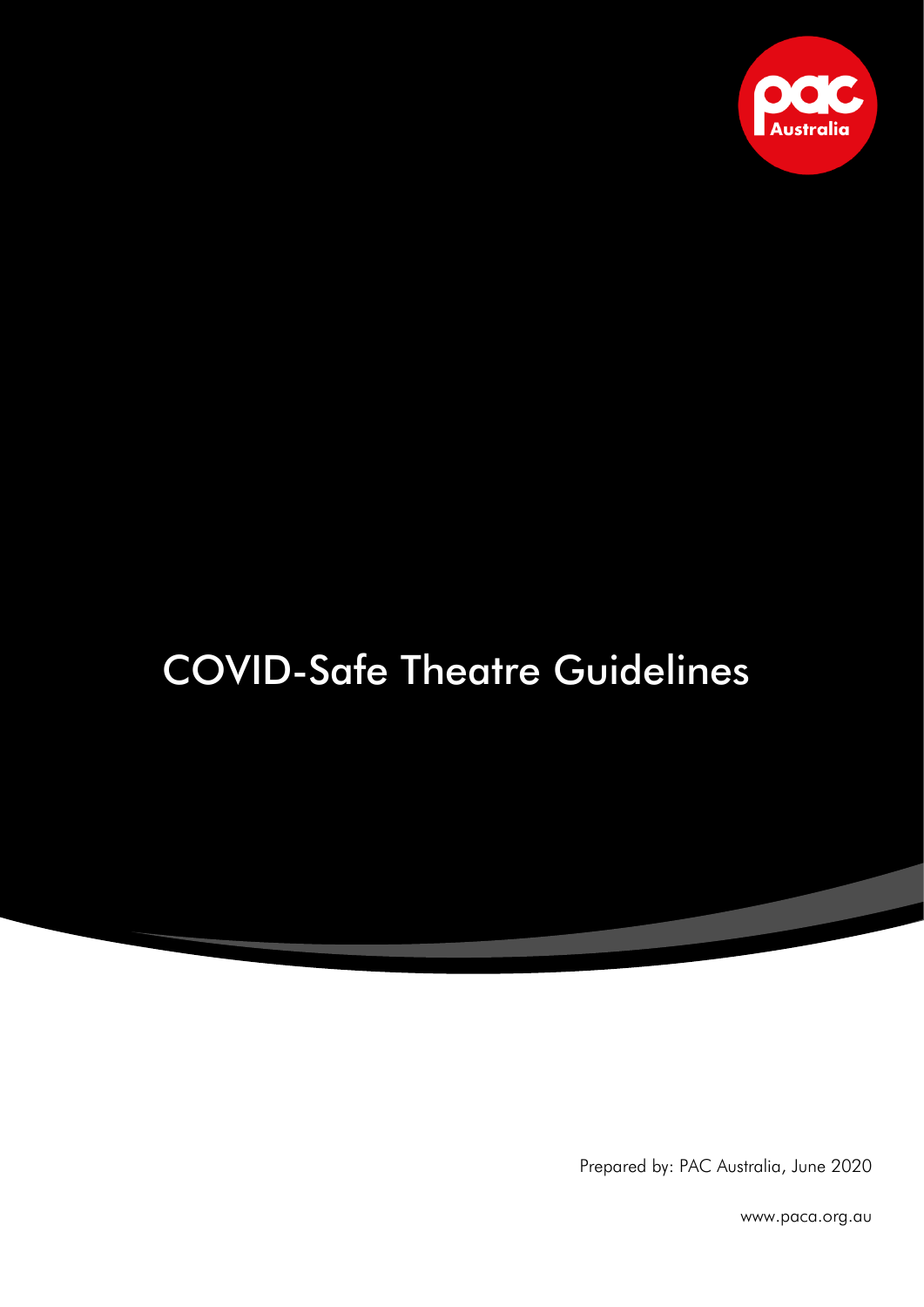pac Australia

# COVID-Safe Theatre Guidelines

Prepared by: PAC Australia, June 2020

www.paca.org.au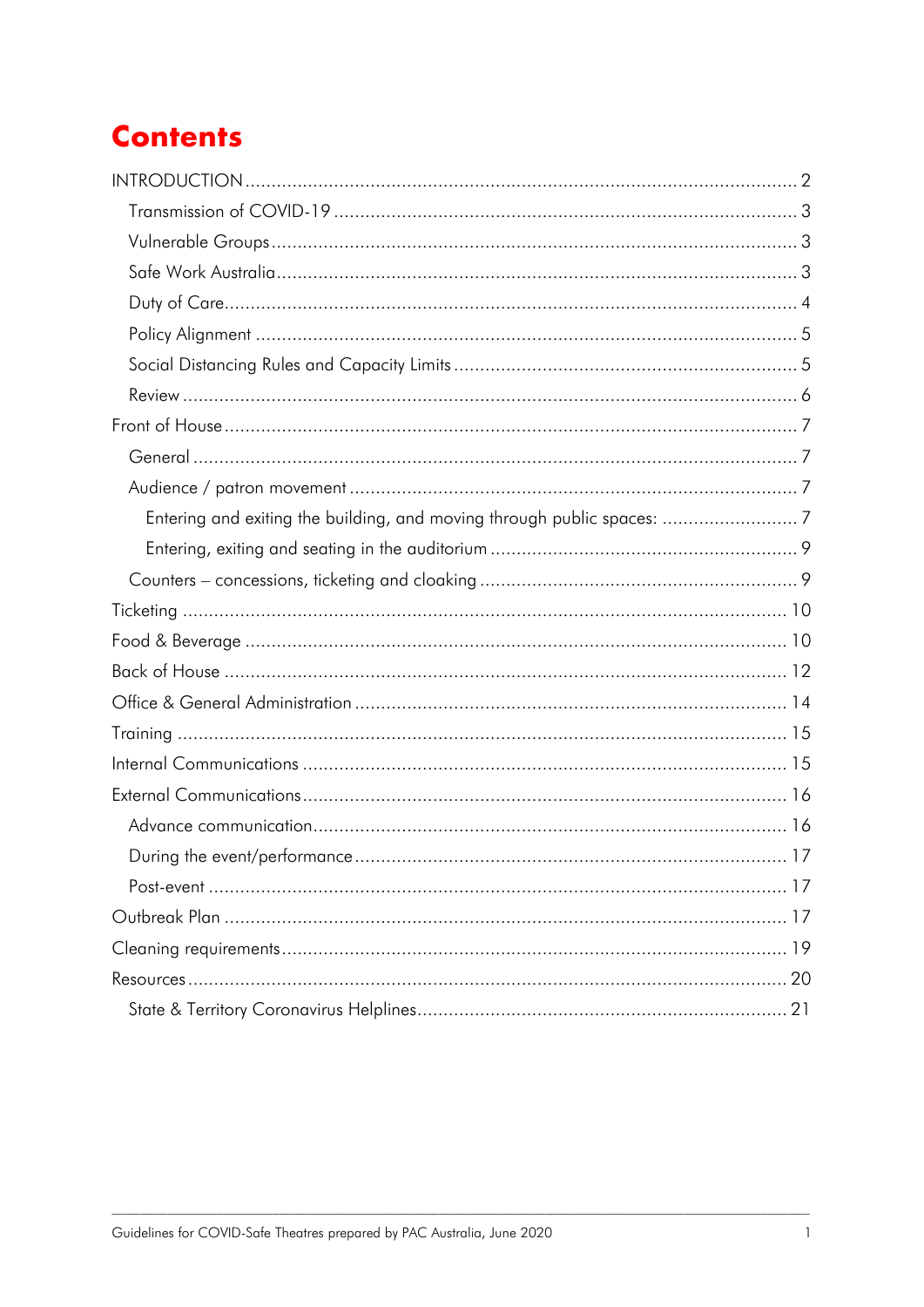# Contents

INTRODUCTION ........................................................................................................ 2

- Transmission of COVID-19 ........................................................................................ 3
- Vulnerable Groups ................................................................................................... 3
- Safe Work Australia .................................................................................................. 3
- Duty of Care ............................................................................................................ 4
- Policy Alignment ...................................................................................................... 5
- Social Distancing Rules and Capacity Limits ................................................................. 5
- Review .................................................................................................................... 6

Front of House ............................................................................................................ 7

- General ................................................................................................................... 7
- Audience / patron movement ..................................................................................... 7
  - Entering and exiting the building, and moving through public spaces: .......................... 7
  - Entering, exiting and seating in the auditorium .......................................................... 9
- Counters – concessions, ticketing and cloaking ............................................................. 9

Ticketing ................................................................................................................... 10

Food & Beverage ....................................................................................................... 10

Back of House ........................................................................................................... 12

Office & General Administration ................................................................................. 14

Training .................................................................................................................... 15

Internal Communications ............................................................................................ 15

External Communications ........................................................................................... 16

- Advance communication ........................................................................................... 16
- During the event/performance ................................................................................... 17
- Post-event .............................................................................................................. 17

Outbreak Plan ........................................................................................................... 17

Cleaning requirements ................................................................................................ 19

Resources ................................................................................................................. 20

- State & Territory Coronavirus Helplines ...................................................................... 21

Guidelines for COVID-Safe Theatres prepared by PAC Australia, June 2020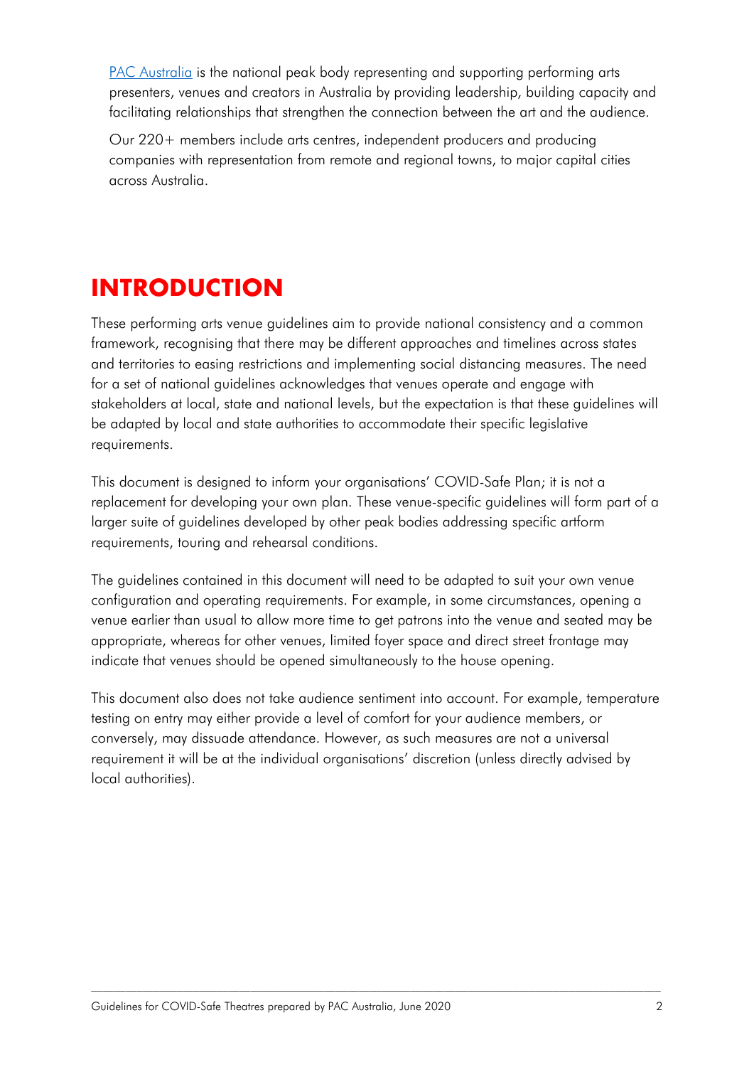[PAC Australia](#) is the national peak body representing and supporting performing arts presenters, venues and creators in Australia by providing leadership, building capacity and facilitating relationships that strengthen the connection between the art and the audience.

Our 220+ members include arts centres, independent producers and producing companies with representation from remote and regional towns, to major capital cities across Australia.

# INTRODUCTION

These performing arts venue guidelines aim to provide national consistency and a common framework, recognising that there may be different approaches and timelines across states and territories to easing restrictions and implementing social distancing measures. The need for a set of national guidelines acknowledges that venues operate and engage with stakeholders at local, state and national levels, but the expectation is that these guidelines will be adapted by local and state authorities to accommodate their specific legislative requirements.

This document is designed to inform your organisations' COVID-Safe Plan; it is not a replacement for developing your own plan. These venue-specific guidelines will form part of a larger suite of guidelines developed by other peak bodies addressing specific artform requirements, touring and rehearsal conditions.

The guidelines contained in this document will need to be adapted to suit your own venue configuration and operating requirements. For example, in some circumstances, opening a venue earlier than usual to allow more time to get patrons into the venue and seated may be appropriate, whereas for other venues, limited foyer space and direct street frontage may indicate that venues should be opened simultaneously to the house opening.

This document also does not take audience sentiment into account. For example, temperature testing on entry may either provide a level of comfort for your audience members, or conversely, may dissuade attendance. However, as such measures are not a universal requirement it will be at the individual organisations' discretion (unless directly advised by local authorities).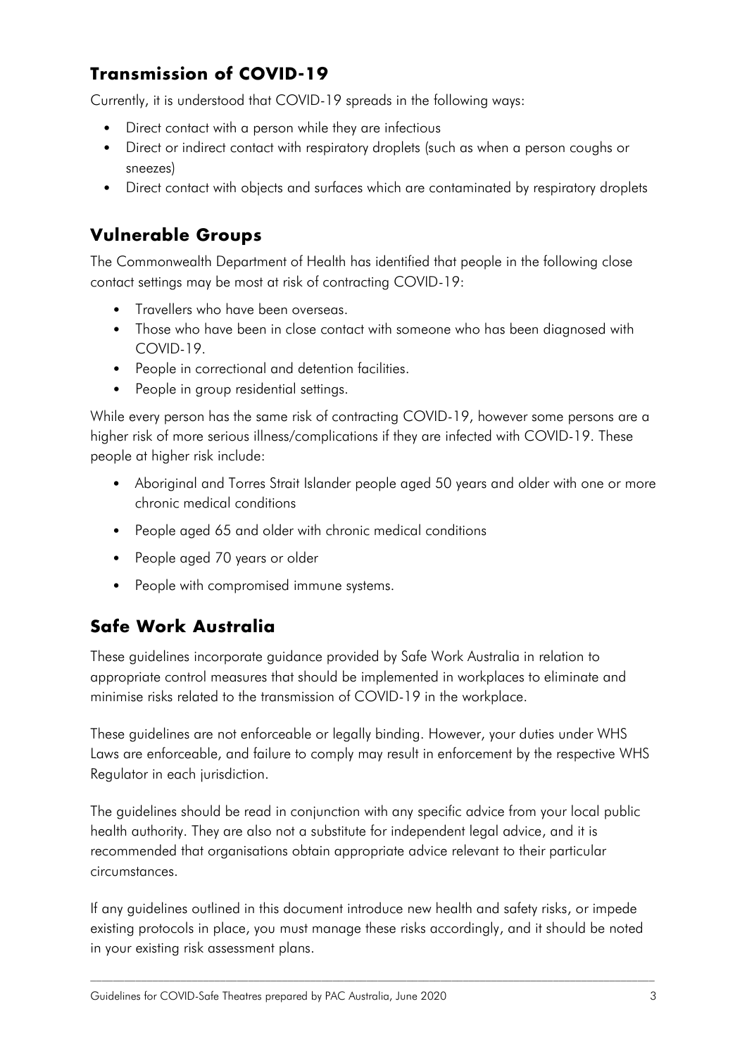## Transmission of COVID-19

Currently, it is understood that COVID-19 spreads in the following ways:

- Direct contact with a person while they are infectious
- Direct or indirect contact with respiratory droplets (such as when a person coughs or sneezes)
- Direct contact with objects and surfaces which are contaminated by respiratory droplets

## Vulnerable Groups

The Commonwealth Department of Health has identified that people in the following close contact settings may be most at risk of contracting COVID-19:

- Travellers who have been overseas.
- Those who have been in close contact with someone who has been diagnosed with COVID-19.
- People in correctional and detention facilities.
- People in group residential settings.

While every person has the same risk of contracting COVID-19, however some persons are a higher risk of more serious illness/complications if they are infected with COVID-19. These people at higher risk include:

- Aboriginal and Torres Strait Islander people aged 50 years and older with one or more chronic medical conditions
- People aged 65 and older with chronic medical conditions
- People aged 70 years or older
- People with compromised immune systems.

## Safe Work Australia

These guidelines incorporate guidance provided by Safe Work Australia in relation to appropriate control measures that should be implemented in workplaces to eliminate and minimise risks related to the transmission of COVID-19 in the workplace.

These guidelines are not enforceable or legally binding. However, your duties under WHS Laws are enforceable, and failure to comply may result in enforcement by the respective WHS Regulator in each jurisdiction.

The guidelines should be read in conjunction with any specific advice from your local public health authority. They are also not a substitute for independent legal advice, and it is recommended that organisations obtain appropriate advice relevant to their particular circumstances.

If any guidelines outlined in this document introduce new health and safety risks, or impede existing protocols in place, you must manage these risks accordingly, and it should be noted in your existing risk assessment plans.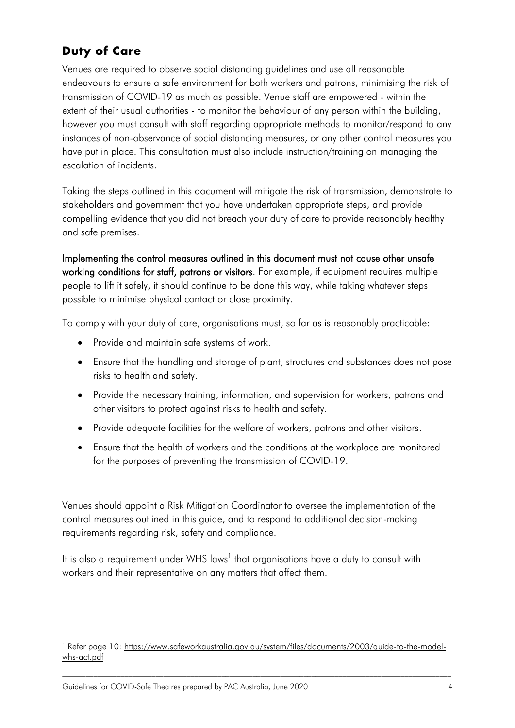## Duty of Care

Venues are required to observe social distancing guidelines and use all reasonable endeavours to ensure a safe environment for both workers and patrons, minimising the risk of transmission of COVID-19 as much as possible. Venue staff are empowered - within the extent of their usual authorities - to monitor the behaviour of any person within the building, however you must consult with staff regarding appropriate methods to monitor/respond to any instances of non-observance of social distancing measures, or any other control measures you have put in place. This consultation must also include instruction/training on managing the escalation of incidents.

Taking the steps outlined in this document will mitigate the risk of transmission, demonstrate to stakeholders and government that you have undertaken appropriate steps, and provide compelling evidence that you did not breach your duty of care to provide reasonably healthy and safe premises.

**Implementing the control measures outlined in this document must not cause other unsafe working conditions for staff, patrons or visitors**. For example, if equipment requires multiple people to lift it safely, it should continue to be done this way, while taking whatever steps possible to minimise physical contact or close proximity.

To comply with your duty of care, organisations must, so far as is reasonably practicable:

- Provide and maintain safe systems of work.
- Ensure that the handling and storage of plant, structures and substances does not pose risks to health and safety.
- Provide the necessary training, information, and supervision for workers, patrons and other visitors to protect against risks to health and safety.
- Provide adequate facilities for the welfare of workers, patrons and other visitors.
- Ensure that the health of workers and the conditions at the workplace are monitored for the purposes of preventing the transmission of COVID-19.

Venues should appoint a Risk Mitigation Coordinator to oversee the implementation of the control measures outlined in this guide, and to respond to additional decision-making requirements regarding risk, safety and compliance.

It is also a requirement under WHS laws[1] that organisations have a duty to consult with workers and their representative on any matters that affect them.

[1] Refer page 10: https://www.safeworkaustralia.gov.au/system/files/documents/2003/guide-to-the-model-whs-act.pdf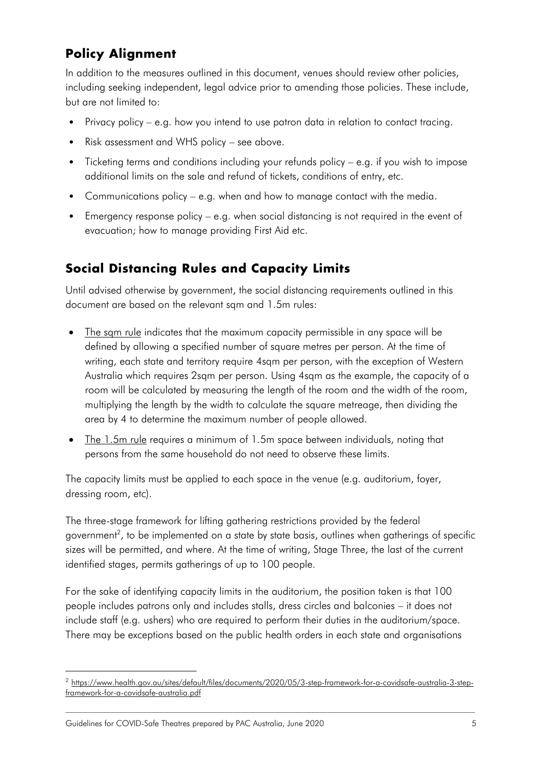## Policy Alignment

In addition to the measures outlined in this document, venues should review other policies, including seeking independent, legal advice prior to amending those policies. These include, but are not limited to:

- Privacy policy – e.g. how you intend to use patron data in relation to contact tracing.
- Risk assessment and WHS policy – see above.
- Ticketing terms and conditions including your refunds policy – e.g. if you wish to impose additional limits on the sale and refund of tickets, conditions of entry, etc.
- Communications policy – e.g. when and how to manage contact with the media.
- Emergency response policy – e.g. when social distancing is not required in the event of evacuation; how to manage providing First Aid etc.

## Social Distancing Rules and Capacity Limits

Until advised otherwise by government, the social distancing requirements outlined in this document are based on the relevant sqm and 1.5m rules:

- The sqm rule indicates that the maximum capacity permissible in any space will be defined by allowing a specified number of square metres per person. At the time of writing, each state and territory require 4sqm per person, with the exception of Western Australia which requires 2sqm per person. Using 4sqm as the example, the capacity of a room will be calculated by measuring the length of the room and the width of the room, multiplying the length by the width to calculate the square metreage, then dividing the area by 4 to determine the maximum number of people allowed.
- The 1.5m rule requires a minimum of 1.5m space between individuals, noting that persons from the same household do not need to observe these limits.

The capacity limits must be applied to each space in the venue (e.g. auditorium, foyer, dressing room, etc).

The three-stage framework for lifting gathering restrictions provided by the federal government[2], to be implemented on a state by state basis, outlines when gatherings of specific sizes will be permitted, and where. At the time of writing, Stage Three, the last of the current identified stages, permits gatherings of up to 100 people.

For the sake of identifying capacity limits in the auditorium, the position taken is that 100 people includes patrons only and includes stalls, dress circles and balconies – it does not include staff (e.g. ushers) who are required to perform their duties in the auditorium/space. There may be exceptions based on the public health orders in each state and organisations

[2] https://www.health.gov.au/sites/default/files/documents/2020/05/3-step-framework-for-a-covidsafe-australia-3-step-framework-for-a-covidsafe-australia.pdf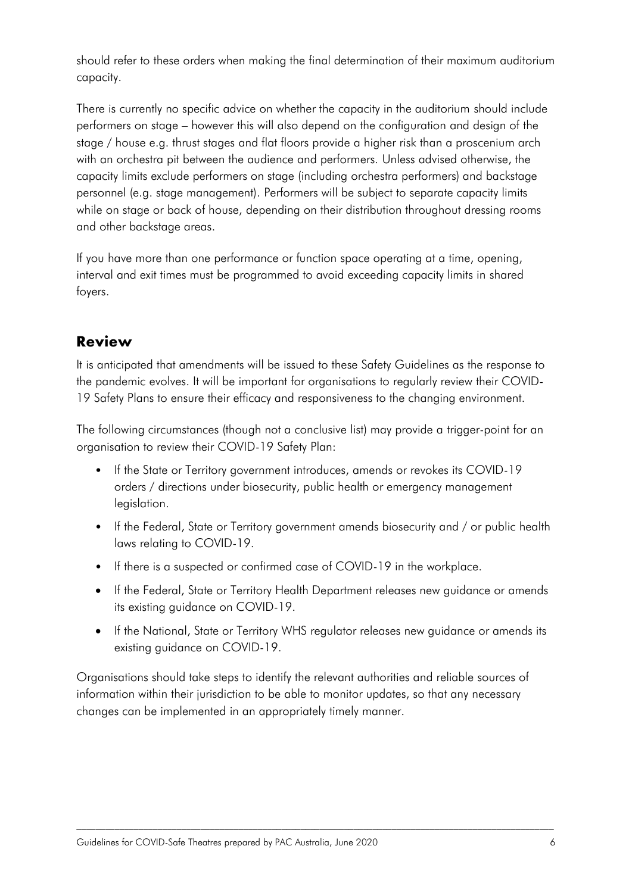should refer to these orders when making the final determination of their maximum auditorium capacity.

There is currently no specific advice on whether the capacity in the auditorium should include performers on stage – however this will also depend on the configuration and design of the stage / house e.g. thrust stages and flat floors provide a higher risk than a proscenium arch with an orchestra pit between the audience and performers. Unless advised otherwise, the capacity limits exclude performers on stage (including orchestra performers) and backstage personnel (e.g. stage management). Performers will be subject to separate capacity limits while on stage or back of house, depending on their distribution throughout dressing rooms and other backstage areas.

If you have more than one performance or function space operating at a time, opening, interval and exit times must be programmed to avoid exceeding capacity limits in shared foyers.

## Review

It is anticipated that amendments will be issued to these Safety Guidelines as the response to the pandemic evolves. It will be important for organisations to regularly review their COVID-19 Safety Plans to ensure their efficacy and responsiveness to the changing environment.

The following circumstances (though not a conclusive list) may provide a trigger-point for an organisation to review their COVID-19 Safety Plan:

- If the State or Territory government introduces, amends or revokes its COVID-19 orders / directions under biosecurity, public health or emergency management legislation.
- If the Federal, State or Territory government amends biosecurity and / or public health laws relating to COVID-19.
- If there is a suspected or confirmed case of COVID-19 in the workplace.
- If the Federal, State or Territory Health Department releases new guidance or amends its existing guidance on COVID-19.
- If the National, State or Territory WHS regulator releases new guidance or amends its existing guidance on COVID-19.

Organisations should take steps to identify the relevant authorities and reliable sources of information within their jurisdiction to be able to monitor updates, so that any necessary changes can be implemented in an appropriately timely manner.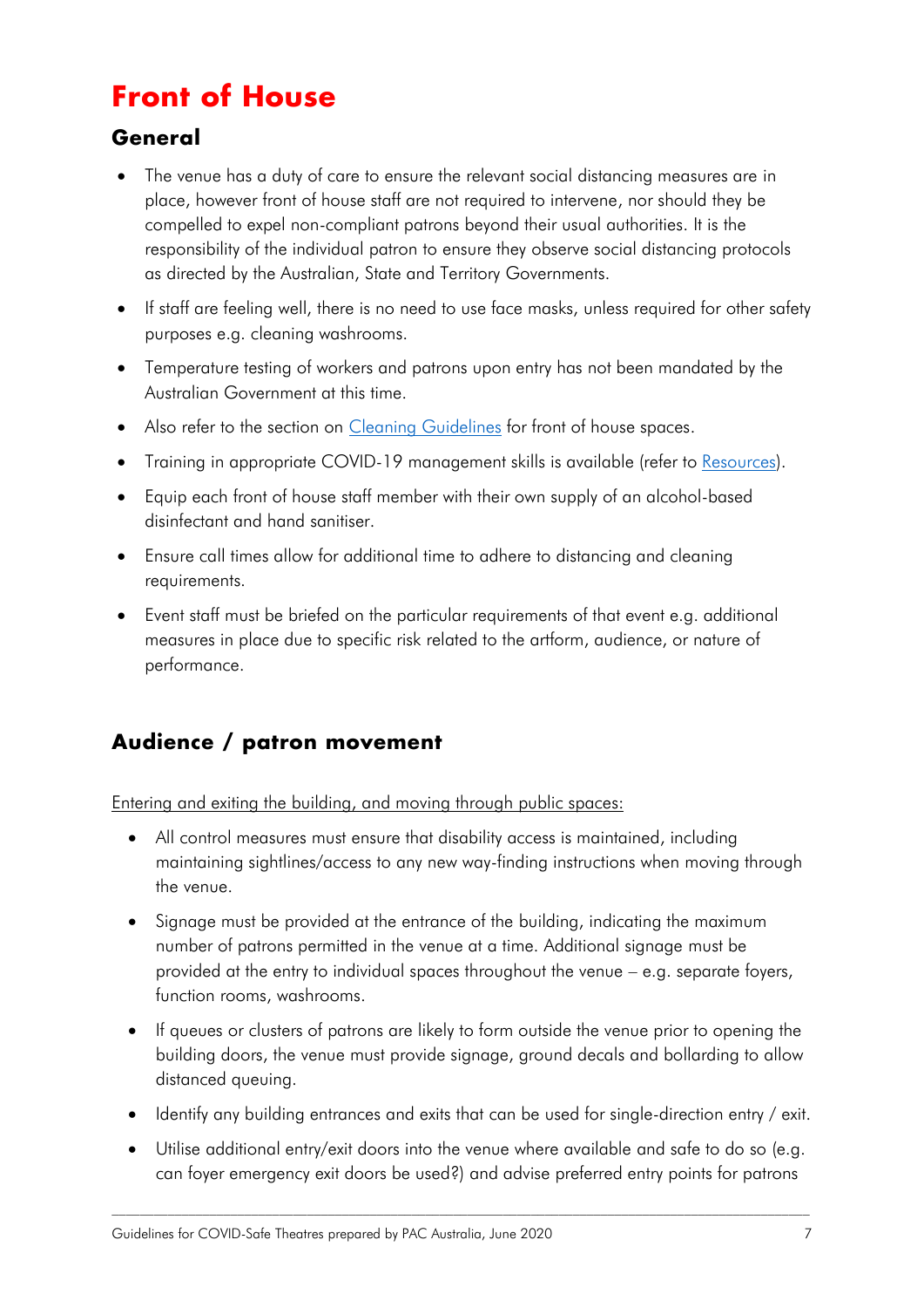# Front of House

## General

- The venue has a duty of care to ensure the relevant social distancing measures are in place, however front of house staff are not required to intervene, nor should they be compelled to expel non-compliant patrons beyond their usual authorities. It is the responsibility of the individual patron to ensure they observe social distancing protocols as directed by the Australian, State and Territory Governments.
- If staff are feeling well, there is no need to use face masks, unless required for other safety purposes e.g. cleaning washrooms.
- Temperature testing of workers and patrons upon entry has not been mandated by the Australian Government at this time.
- Also refer to the section on [Cleaning Guidelines] for front of house spaces.
- Training in appropriate COVID-19 management skills is available (refer to [Resources]).
- Equip each front of house staff member with their own supply of an alcohol-based disinfectant and hand sanitiser.
- Ensure call times allow for additional time to adhere to distancing and cleaning requirements.
- Event staff must be briefed on the particular requirements of that event e.g. additional measures in place due to specific risk related to the artform, audience, or nature of performance.

## Audience / patron movement

<u>Entering and exiting the building, and moving through public spaces:</u>

- All control measures must ensure that disability access is maintained, including maintaining sightlines/access to any new way-finding instructions when moving through the venue.
- Signage must be provided at the entrance of the building, indicating the maximum number of patrons permitted in the venue at a time. Additional signage must be provided at the entry to individual spaces throughout the venue – e.g. separate foyers, function rooms, washrooms.
- If queues or clusters of patrons are likely to form outside the venue prior to opening the building doors, the venue must provide signage, ground decals and bollarding to allow distanced queuing.
- Identify any building entrances and exits that can be used for single-direction entry / exit.
- Utilise additional entry/exit doors into the venue where available and safe to do so (e.g. can foyer emergency exit doors be used?) and advise preferred entry points for patrons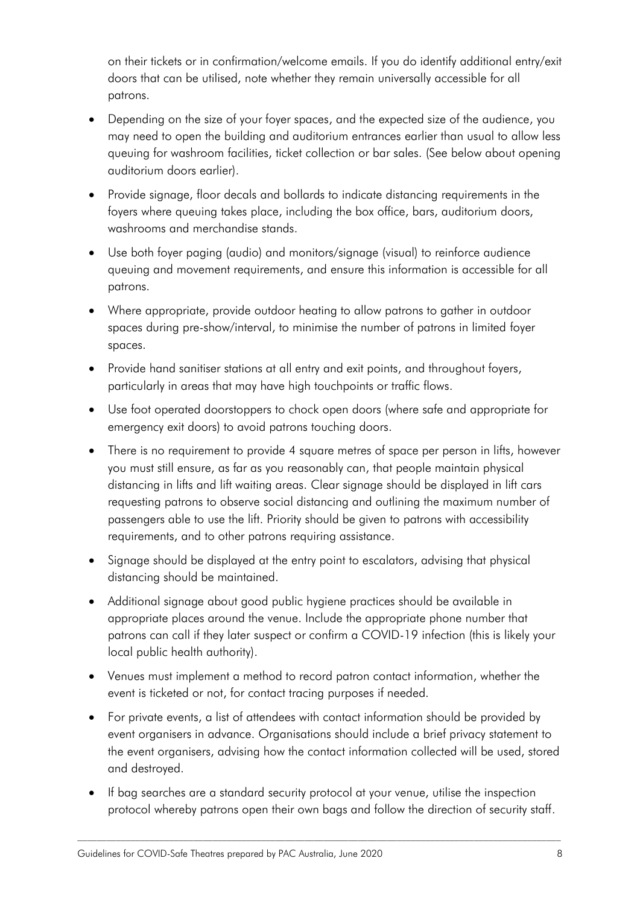on their tickets or in confirmation/welcome emails. If you do identify additional entry/exit doors that can be utilised, note whether they remain universally accessible for all patrons.

- Depending on the size of your foyer spaces, and the expected size of the audience, you may need to open the building and auditorium entrances earlier than usual to allow less queuing for washroom facilities, ticket collection or bar sales. (See below about opening auditorium doors earlier).
- Provide signage, floor decals and bollards to indicate distancing requirements in the foyers where queuing takes place, including the box office, bars, auditorium doors, washrooms and merchandise stands.
- Use both foyer paging (audio) and monitors/signage (visual) to reinforce audience queuing and movement requirements, and ensure this information is accessible for all patrons.
- Where appropriate, provide outdoor heating to allow patrons to gather in outdoor spaces during pre-show/interval, to minimise the number of patrons in limited foyer spaces.
- Provide hand sanitiser stations at all entry and exit points, and throughout foyers, particularly in areas that may have high touchpoints or traffic flows.
- Use foot operated doorstoppers to chock open doors (where safe and appropriate for emergency exit doors) to avoid patrons touching doors.
- There is no requirement to provide 4 square metres of space per person in lifts, however you must still ensure, as far as you reasonably can, that people maintain physical distancing in lifts and lift waiting areas. Clear signage should be displayed in lift cars requesting patrons to observe social distancing and outlining the maximum number of passengers able to use the lift. Priority should be given to patrons with accessibility requirements, and to other patrons requiring assistance.
- Signage should be displayed at the entry point to escalators, advising that physical distancing should be maintained.
- Additional signage about good public hygiene practices should be available in appropriate places around the venue. Include the appropriate phone number that patrons can call if they later suspect or confirm a COVID-19 infection (this is likely your local public health authority).
- Venues must implement a method to record patron contact information, whether the event is ticketed or not, for contact tracing purposes if needed.
- For private events, a list of attendees with contact information should be provided by event organisers in advance. Organisations should include a brief privacy statement to the event organisers, advising how the contact information collected will be used, stored and destroyed.
- If bag searches are a standard security protocol at your venue, utilise the inspection protocol whereby patrons open their own bags and follow the direction of security staff.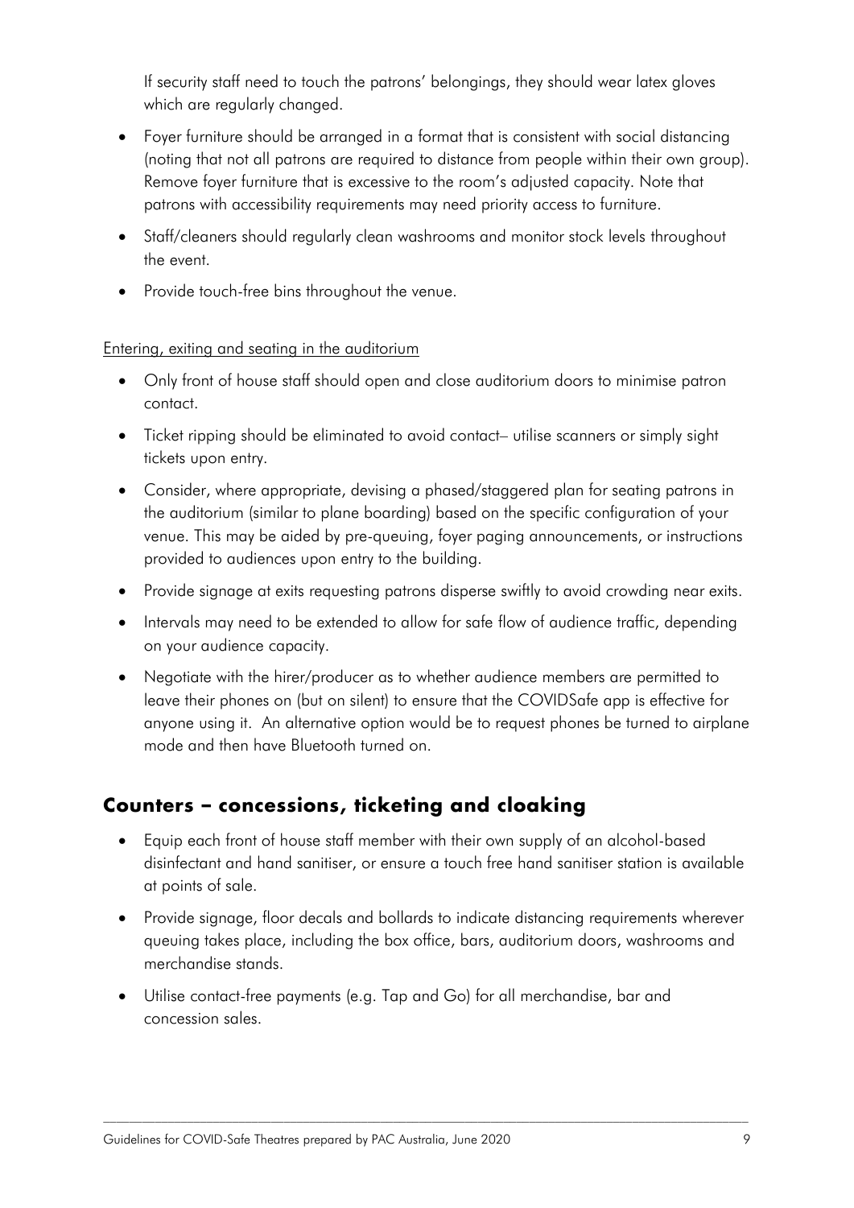If security staff need to touch the patrons' belongings, they should wear latex gloves which are regularly changed.

- Foyer furniture should be arranged in a format that is consistent with social distancing (noting that not all patrons are required to distance from people within their own group). Remove foyer furniture that is excessive to the room's adjusted capacity. Note that patrons with accessibility requirements may need priority access to furniture.
- Staff/cleaners should regularly clean washrooms and monitor stock levels throughout the event.
- Provide touch-free bins throughout the venue.

<u>Entering, exiting and seating in the auditorium</u>

- Only front of house staff should open and close auditorium doors to minimise patron contact.
- Ticket ripping should be eliminated to avoid contact– utilise scanners or simply sight tickets upon entry.
- Consider, where appropriate, devising a phased/staggered plan for seating patrons in the auditorium (similar to plane boarding) based on the specific configuration of your venue. This may be aided by pre-queuing, foyer paging announcements, or instructions provided to audiences upon entry to the building.
- Provide signage at exits requesting patrons disperse swiftly to avoid crowding near exits.
- Intervals may need to be extended to allow for safe flow of audience traffic, depending on your audience capacity.
- Negotiate with the hirer/producer as to whether audience members are permitted to leave their phones on (but on silent) to ensure that the COVIDSafe app is effective for anyone using it. An alternative option would be to request phones be turned to airplane mode and then have Bluetooth turned on.

## Counters – concessions, ticketing and cloaking

- Equip each front of house staff member with their own supply of an alcohol-based disinfectant and hand sanitiser, or ensure a touch free hand sanitiser station is available at points of sale.
- Provide signage, floor decals and bollards to indicate distancing requirements wherever queuing takes place, including the box office, bars, auditorium doors, washrooms and merchandise stands.
- Utilise contact-free payments (e.g. Tap and Go) for all merchandise, bar and concession sales.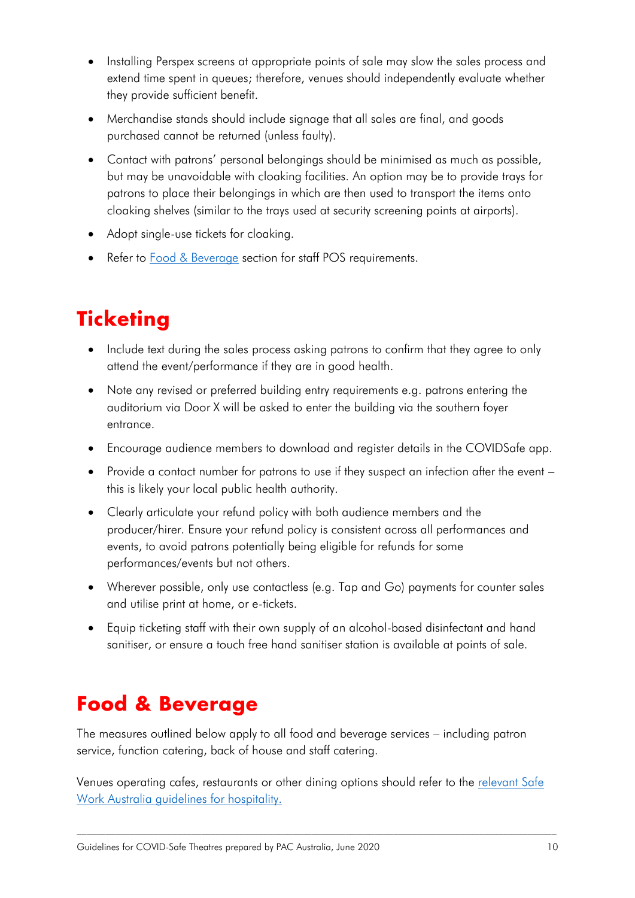- Installing Perspex screens at appropriate points of sale may slow the sales process and extend time spent in queues; therefore, venues should independently evaluate whether they provide sufficient benefit.
- Merchandise stands should include signage that all sales are final, and goods purchased cannot be returned (unless faulty).
- Contact with patrons' personal belongings should be minimised as much as possible, but may be unavoidable with cloaking facilities. An option may be to provide trays for patrons to place their belongings in which are then used to transport the items onto cloaking shelves (similar to the trays used at security screening points at airports).
- Adopt single-use tickets for cloaking.
- Refer to Food & Beverage section for staff POS requirements.

# Ticketing

- Include text during the sales process asking patrons to confirm that they agree to only attend the event/performance if they are in good health.
- Note any revised or preferred building entry requirements e.g. patrons entering the auditorium via Door X will be asked to enter the building via the southern foyer entrance.
- Encourage audience members to download and register details in the COVIDSafe app.
- Provide a contact number for patrons to use if they suspect an infection after the event – this is likely your local public health authority.
- Clearly articulate your refund policy with both audience members and the producer/hirer. Ensure your refund policy is consistent across all performances and events, to avoid patrons potentially being eligible for refunds for some performances/events but not others.
- Wherever possible, only use contactless (e.g. Tap and Go) payments for counter sales and utilise print at home, or e-tickets.
- Equip ticketing staff with their own supply of an alcohol-based disinfectant and hand sanitiser, or ensure a touch free hand sanitiser station is available at points of sale.

# Food & Beverage

The measures outlined below apply to all food and beverage services – including patron service, function catering, back of house and staff catering.

Venues operating cafes, restaurants or other dining options should refer to the relevant Safe Work Australia guidelines for hospitality.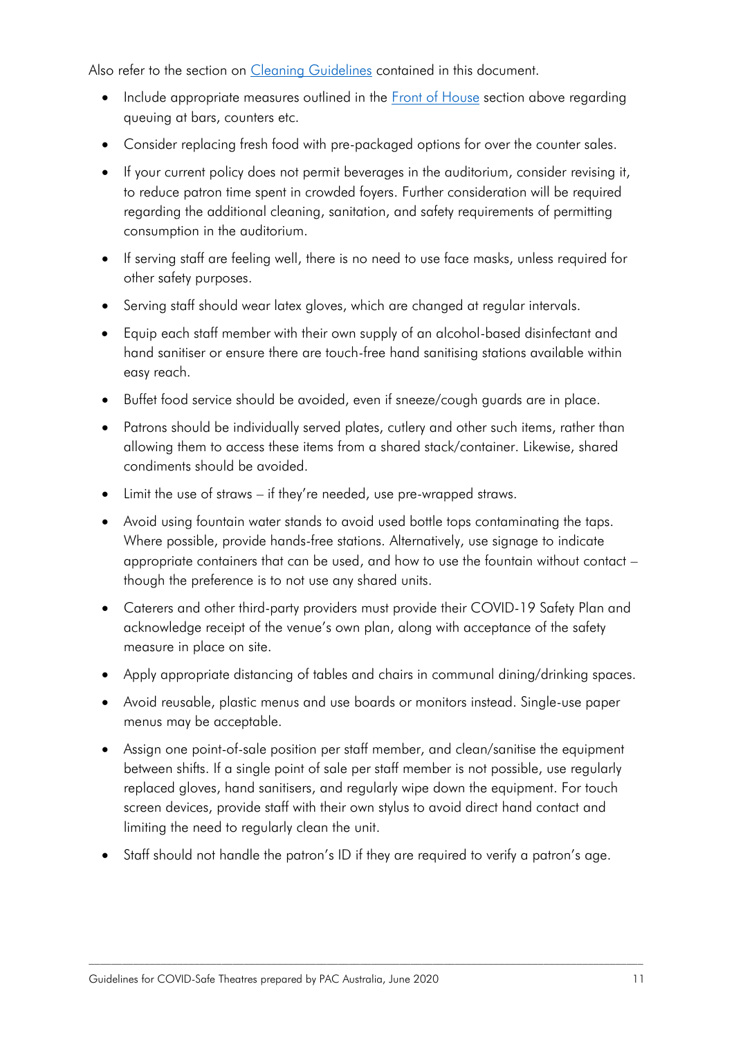Also refer to the section on [Cleaning Guidelines](#) contained in this document.

- Include appropriate measures outlined in the [Front of House](#) section above regarding queuing at bars, counters etc.
- Consider replacing fresh food with pre-packaged options for over the counter sales.
- If your current policy does not permit beverages in the auditorium, consider revising it, to reduce patron time spent in crowded foyers. Further consideration will be required regarding the additional cleaning, sanitation, and safety requirements of permitting consumption in the auditorium.
- If serving staff are feeling well, there is no need to use face masks, unless required for other safety purposes.
- Serving staff should wear latex gloves, which are changed at regular intervals.
- Equip each staff member with their own supply of an alcohol-based disinfectant and hand sanitiser or ensure there are touch-free hand sanitising stations available within easy reach.
- Buffet food service should be avoided, even if sneeze/cough guards are in place.
- Patrons should be individually served plates, cutlery and other such items, rather than allowing them to access these items from a shared stack/container. Likewise, shared condiments should be avoided.
- Limit the use of straws – if they're needed, use pre-wrapped straws.
- Avoid using fountain water stands to avoid used bottle tops contaminating the taps. Where possible, provide hands-free stations. Alternatively, use signage to indicate appropriate containers that can be used, and how to use the fountain without contact – though the preference is to not use any shared units.
- Caterers and other third-party providers must provide their COVID-19 Safety Plan and acknowledge receipt of the venue's own plan, along with acceptance of the safety measure in place on site.
- Apply appropriate distancing of tables and chairs in communal dining/drinking spaces.
- Avoid reusable, plastic menus and use boards or monitors instead. Single-use paper menus may be acceptable.
- Assign one point-of-sale position per staff member, and clean/sanitise the equipment between shifts. If a single point of sale per staff member is not possible, use regularly replaced gloves, hand sanitisers, and regularly wipe down the equipment. For touch screen devices, provide staff with their own stylus to avoid direct hand contact and limiting the need to regularly clean the unit.
- Staff should not handle the patron's ID if they are required to verify a patron's age.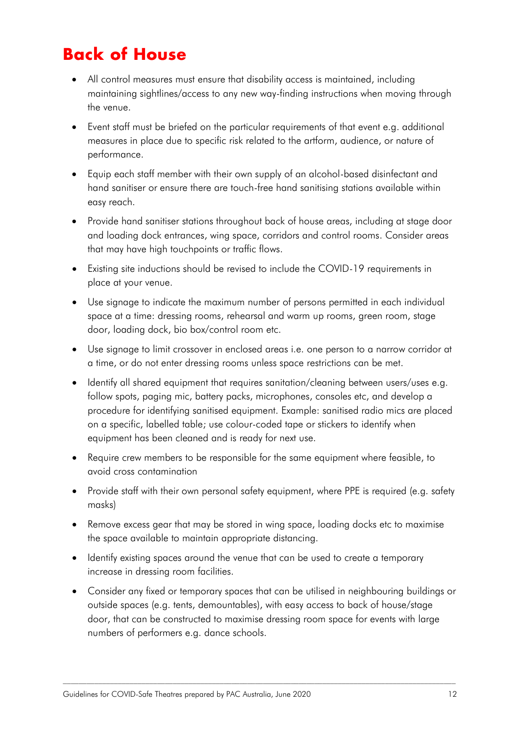# Back of House

- All control measures must ensure that disability access is maintained, including maintaining sightlines/access to any new way-finding instructions when moving through the venue.
- Event staff must be briefed on the particular requirements of that event e.g. additional measures in place due to specific risk related to the artform, audience, or nature of performance.
- Equip each staff member with their own supply of an alcohol-based disinfectant and hand sanitiser or ensure there are touch-free hand sanitising stations available within easy reach.
- Provide hand sanitiser stations throughout back of house areas, including at stage door and loading dock entrances, wing space, corridors and control rooms. Consider areas that may have high touchpoints or traffic flows.
- Existing site inductions should be revised to include the COVID-19 requirements in place at your venue.
- Use signage to indicate the maximum number of persons permitted in each individual space at a time: dressing rooms, rehearsal and warm up rooms, green room, stage door, loading dock, bio box/control room etc.
- Use signage to limit crossover in enclosed areas i.e. one person to a narrow corridor at a time, or do not enter dressing rooms unless space restrictions can be met.
- Identify all shared equipment that requires sanitation/cleaning between users/uses e.g. follow spots, paging mic, battery packs, microphones, consoles etc, and develop a procedure for identifying sanitised equipment. Example: sanitised radio mics are placed on a specific, labelled table; use colour-coded tape or stickers to identify when equipment has been cleaned and is ready for next use.
- Require crew members to be responsible for the same equipment where feasible, to avoid cross contamination
- Provide staff with their own personal safety equipment, where PPE is required (e.g. safety masks)
- Remove excess gear that may be stored in wing space, loading docks etc to maximise the space available to maintain appropriate distancing.
- Identify existing spaces around the venue that can be used to create a temporary increase in dressing room facilities.
- Consider any fixed or temporary spaces that can be utilised in neighbouring buildings or outside spaces (e.g. tents, demountables), with easy access to back of house/stage door, that can be constructed to maximise dressing room space for events with large numbers of performers e.g. dance schools.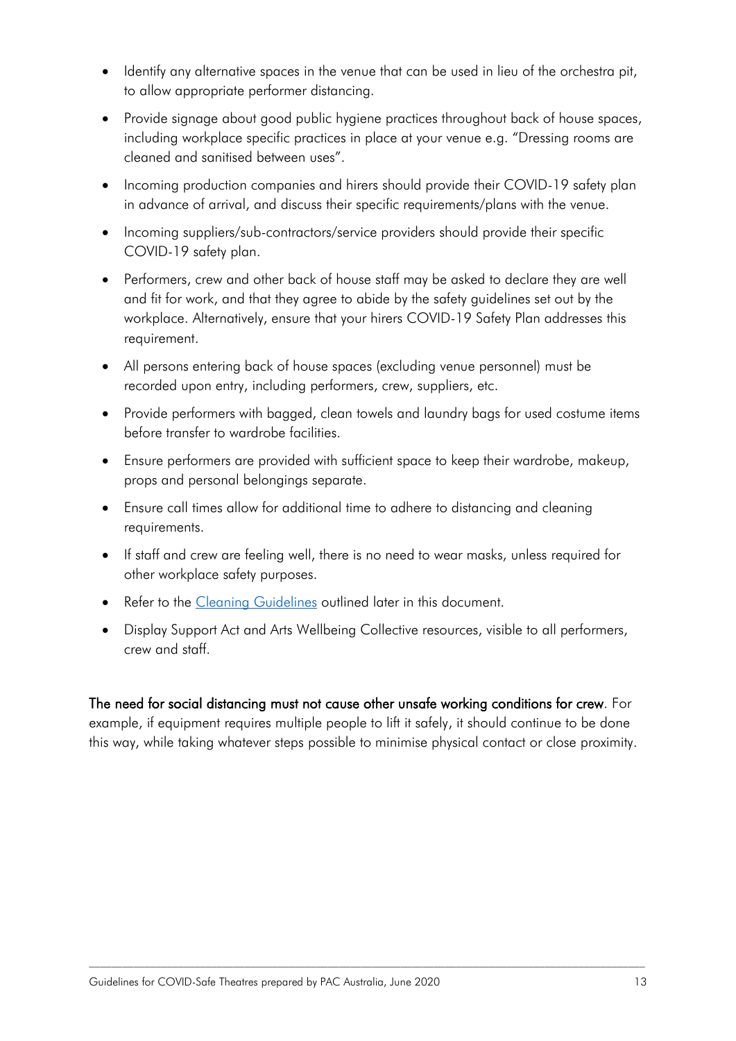- Identify any alternative spaces in the venue that can be used in lieu of the orchestra pit, to allow appropriate performer distancing.
- Provide signage about good public hygiene practices throughout back of house spaces, including workplace specific practices in place at your venue e.g. "Dressing rooms are cleaned and sanitised between uses".
- Incoming production companies and hirers should provide their COVID-19 safety plan in advance of arrival, and discuss their specific requirements/plans with the venue.
- Incoming suppliers/sub-contractors/service providers should provide their specific COVID-19 safety plan.
- Performers, crew and other back of house staff may be asked to declare they are well and fit for work, and that they agree to abide by the safety guidelines set out by the workplace. Alternatively, ensure that your hirers COVID-19 Safety Plan addresses this requirement.
- All persons entering back of house spaces (excluding venue personnel) must be recorded upon entry, including performers, crew, suppliers, etc.
- Provide performers with bagged, clean towels and laundry bags for used costume items before transfer to wardrobe facilities.
- Ensure performers are provided with sufficient space to keep their wardrobe, makeup, props and personal belongings separate.
- Ensure call times allow for additional time to adhere to distancing and cleaning requirements.
- If staff and crew are feeling well, there is no need to wear masks, unless required for other workplace safety purposes.
- Refer to the Cleaning Guidelines outlined later in this document.
- Display Support Act and Arts Wellbeing Collective resources, visible to all performers, crew and staff.

**The need for social distancing must not cause other unsafe working conditions for crew**. For example, if equipment requires multiple people to lift it safely, it should continue to be done this way, while taking whatever steps possible to minimise physical contact or close proximity.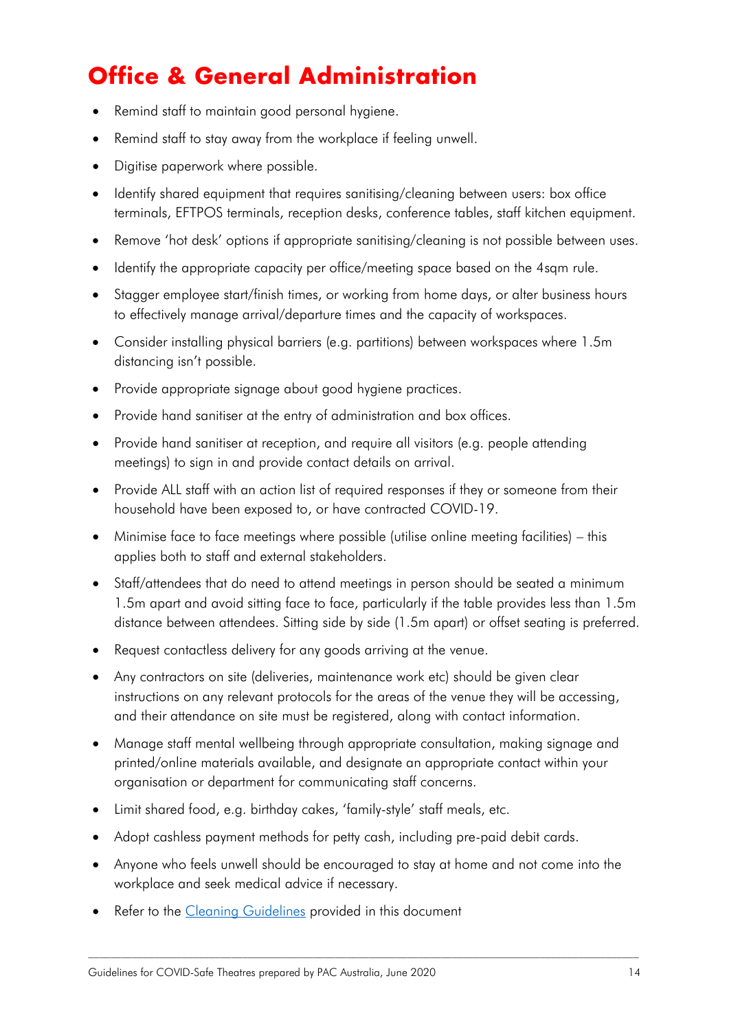# Office & General Administration

- Remind staff to maintain good personal hygiene.
- Remind staff to stay away from the workplace if feeling unwell.
- Digitise paperwork where possible.
- Identify shared equipment that requires sanitising/cleaning between users: box office terminals, EFTPOS terminals, reception desks, conference tables, staff kitchen equipment.
- Remove 'hot desk' options if appropriate sanitising/cleaning is not possible between uses.
- Identify the appropriate capacity per office/meeting space based on the 4sqm rule.
- Stagger employee start/finish times, or working from home days, or alter business hours to effectively manage arrival/departure times and the capacity of workspaces.
- Consider installing physical barriers (e.g. partitions) between workspaces where 1.5m distancing isn't possible.
- Provide appropriate signage about good hygiene practices.
- Provide hand sanitiser at the entry of administration and box offices.
- Provide hand sanitiser at reception, and require all visitors (e.g. people attending meetings) to sign in and provide contact details on arrival.
- Provide ALL staff with an action list of required responses if they or someone from their household have been exposed to, or have contracted COVID-19.
- Minimise face to face meetings where possible (utilise online meeting facilities) – this applies both to staff and external stakeholders.
- Staff/attendees that do need to attend meetings in person should be seated a minimum 1.5m apart and avoid sitting face to face, particularly if the table provides less than 1.5m distance between attendees. Sitting side by side (1.5m apart) or offset seating is preferred.
- Request contactless delivery for any goods arriving at the venue.
- Any contractors on site (deliveries, maintenance work etc) should be given clear instructions on any relevant protocols for the areas of the venue they will be accessing, and their attendance on site must be registered, along with contact information.
- Manage staff mental wellbeing through appropriate consultation, making signage and printed/online materials available, and designate an appropriate contact within your organisation or department for communicating staff concerns.
- Limit shared food, e.g. birthday cakes, 'family-style' staff meals, etc.
- Adopt cashless payment methods for petty cash, including pre-paid debit cards.
- Anyone who feels unwell should be encouraged to stay at home and not come into the workplace and seek medical advice if necessary.
- Refer to the Cleaning Guidelines provided in this document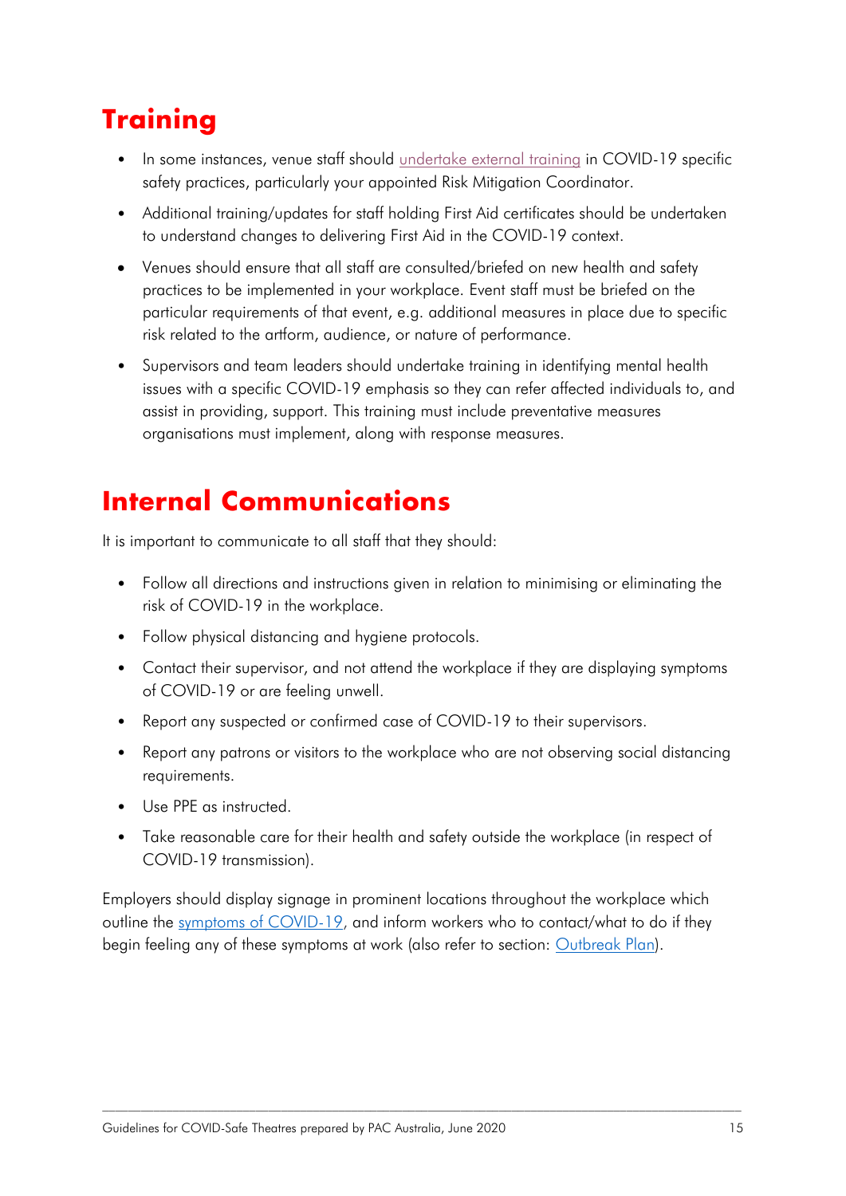## Training

- In some instances, venue staff should undertake external training in COVID-19 specific safety practices, particularly your appointed Risk Mitigation Coordinator.
- Additional training/updates for staff holding First Aid certificates should be undertaken to understand changes to delivering First Aid in the COVID-19 context.
- Venues should ensure that all staff are consulted/briefed on new health and safety practices to be implemented in your workplace. Event staff must be briefed on the particular requirements of that event, e.g. additional measures in place due to specific risk related to the artform, audience, or nature of performance.
- Supervisors and team leaders should undertake training in identifying mental health issues with a specific COVID-19 emphasis so they can refer affected individuals to, and assist in providing, support. This training must include preventative measures organisations must implement, along with response measures.

## Internal Communications

It is important to communicate to all staff that they should:

- Follow all directions and instructions given in relation to minimising or eliminating the risk of COVID-19 in the workplace.
- Follow physical distancing and hygiene protocols.
- Contact their supervisor, and not attend the workplace if they are displaying symptoms of COVID-19 or are feeling unwell.
- Report any suspected or confirmed case of COVID-19 to their supervisors.
- Report any patrons or visitors to the workplace who are not observing social distancing requirements.
- Use PPE as instructed.
- Take reasonable care for their health and safety outside the workplace (in respect of COVID-19 transmission).

Employers should display signage in prominent locations throughout the workplace which outline the symptoms of COVID-19, and inform workers who to contact/what to do if they begin feeling any of these symptoms at work (also refer to section: Outbreak Plan).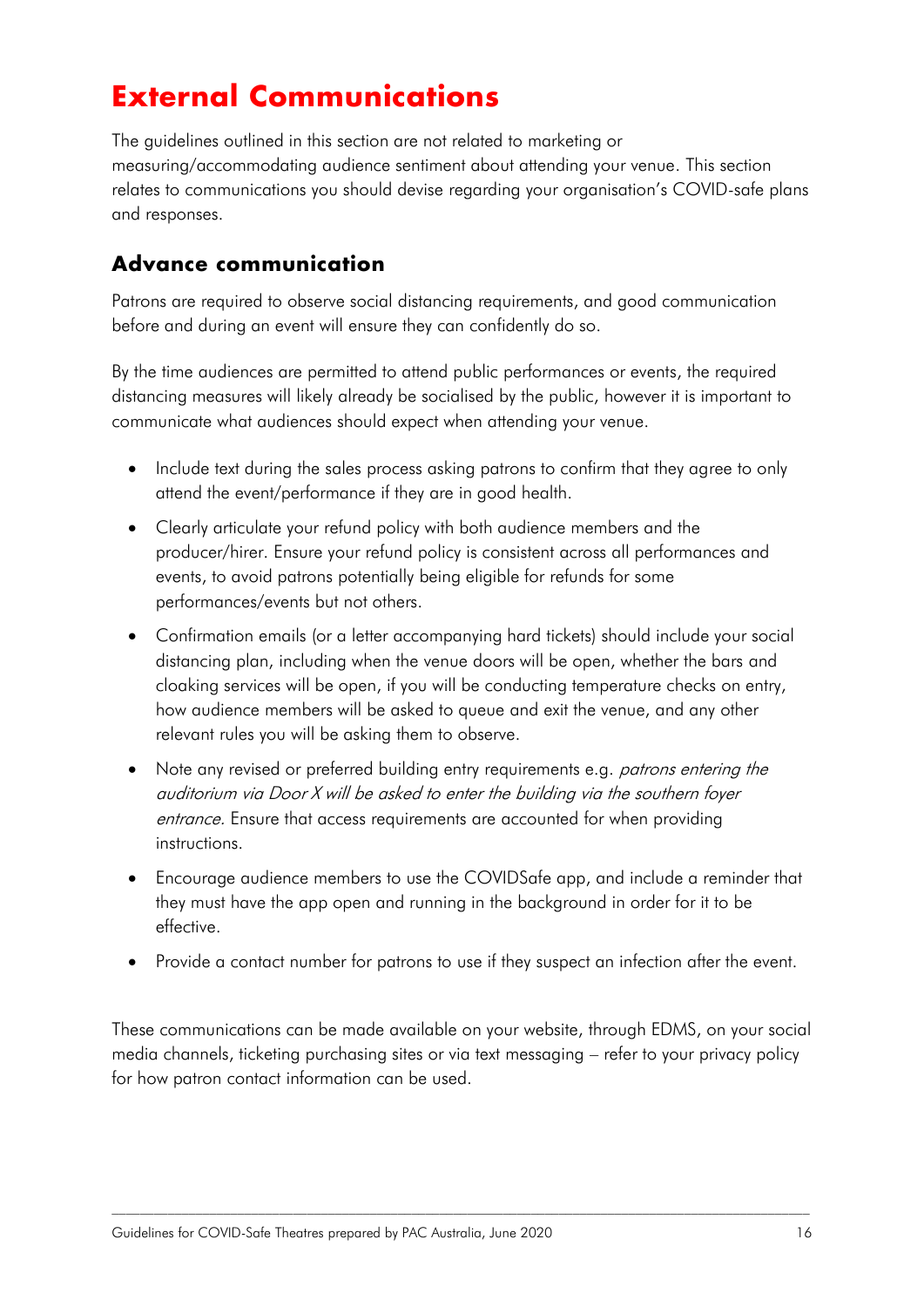# External Communications

The guidelines outlined in this section are not related to marketing or measuring/accommodating audience sentiment about attending your venue. This section relates to communications you should devise regarding your organisation's COVID-safe plans and responses.

## Advance communication

Patrons are required to observe social distancing requirements, and good communication before and during an event will ensure they can confidently do so.

By the time audiences are permitted to attend public performances or events, the required distancing measures will likely already be socialised by the public, however it is important to communicate what audiences should expect when attending your venue.

- Include text during the sales process asking patrons to confirm that they agree to only attend the event/performance if they are in good health.
- Clearly articulate your refund policy with both audience members and the producer/hirer. Ensure your refund policy is consistent across all performances and events, to avoid patrons potentially being eligible for refunds for some performances/events but not others.
- Confirmation emails (or a letter accompanying hard tickets) should include your social distancing plan, including when the venue doors will be open, whether the bars and cloaking services will be open, if you will be conducting temperature checks on entry, how audience members will be asked to queue and exit the venue, and any other relevant rules you will be asking them to observe.
- Note any revised or preferred building entry requirements e.g. *patrons entering the auditorium via Door X will be asked to enter the building via the southern foyer entrance.* Ensure that access requirements are accounted for when providing instructions.
- Encourage audience members to use the COVIDSafe app, and include a reminder that they must have the app open and running in the background in order for it to be effective.
- Provide a contact number for patrons to use if they suspect an infection after the event.

These communications can be made available on your website, through EDMS, on your social media channels, ticketing purchasing sites or via text messaging – refer to your privacy policy for how patron contact information can be used.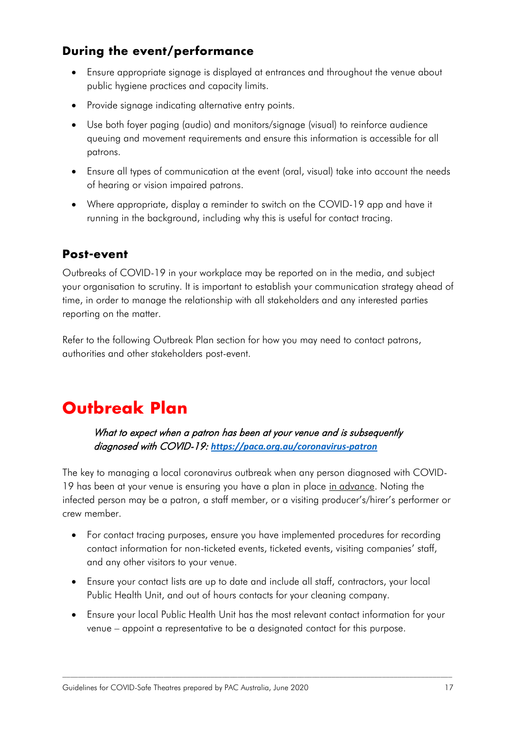### During the event/performance

- Ensure appropriate signage is displayed at entrances and throughout the venue about public hygiene practices and capacity limits.
- Provide signage indicating alternative entry points.
- Use both foyer paging (audio) and monitors/signage (visual) to reinforce audience queuing and movement requirements and ensure this information is accessible for all patrons.
- Ensure all types of communication at the event (oral, visual) take into account the needs of hearing or vision impaired patrons.
- Where appropriate, display a reminder to switch on the COVID-19 app and have it running in the background, including why this is useful for contact tracing.

### Post-event

Outbreaks of COVID-19 in your workplace may be reported on in the media, and subject your organisation to scrutiny. It is important to establish your communication strategy ahead of time, in order to manage the relationship with all stakeholders and any interested parties reporting on the matter.

Refer to the following Outbreak Plan section for how you may need to contact patrons, authorities and other stakeholders post-event.

# Outbreak Plan

> *What to expect when a patron has been at your venue and is subsequently diagnosed with COVID-19:* ***https://paca.org.au/coronavirus-patron***

The key to managing a local coronavirus outbreak when any person diagnosed with COVID-19 has been at your venue is ensuring you have a plan in place in advance. Noting the infected person may be a patron, a staff member, or a visiting producer's/hirer's performer or crew member.

- For contact tracing purposes, ensure you have implemented procedures for recording contact information for non-ticketed events, ticketed events, visiting companies' staff, and any other visitors to your venue.
- Ensure your contact lists are up to date and include all staff, contractors, your local Public Health Unit, and out of hours contacts for your cleaning company.
- Ensure your local Public Health Unit has the most relevant contact information for your venue – appoint a representative to be a designated contact for this purpose.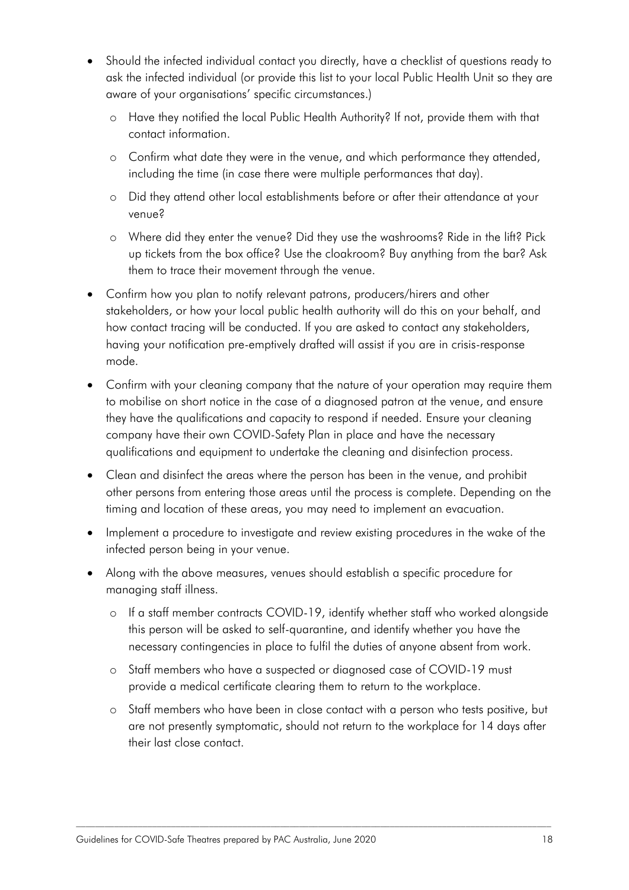- Should the infected individual contact you directly, have a checklist of questions ready to ask the infected individual (or provide this list to your local Public Health Unit so they are aware of your organisations' specific circumstances.)
  - Have they notified the local Public Health Authority? If not, provide them with that contact information.
  - Confirm what date they were in the venue, and which performance they attended, including the time (in case there were multiple performances that day).
  - Did they attend other local establishments before or after their attendance at your venue?
  - Where did they enter the venue? Did they use the washrooms? Ride in the lift? Pick up tickets from the box office? Use the cloakroom? Buy anything from the bar? Ask them to trace their movement through the venue.
- Confirm how you plan to notify relevant patrons, producers/hirers and other stakeholders, or how your local public health authority will do this on your behalf, and how contact tracing will be conducted. If you are asked to contact any stakeholders, having your notification pre-emptively drafted will assist if you are in crisis-response mode.
- Confirm with your cleaning company that the nature of your operation may require them to mobilise on short notice in the case of a diagnosed patron at the venue, and ensure they have the qualifications and capacity to respond if needed. Ensure your cleaning company have their own COVID-Safety Plan in place and have the necessary qualifications and equipment to undertake the cleaning and disinfection process.
- Clean and disinfect the areas where the person has been in the venue, and prohibit other persons from entering those areas until the process is complete. Depending on the timing and location of these areas, you may need to implement an evacuation.
- Implement a procedure to investigate and review existing procedures in the wake of the infected person being in your venue.
- Along with the above measures, venues should establish a specific procedure for managing staff illness.
  - If a staff member contracts COVID-19, identify whether staff who worked alongside this person will be asked to self-quarantine, and identify whether you have the necessary contingencies in place to fulfil the duties of anyone absent from work.
  - Staff members who have a suspected or diagnosed case of COVID-19 must provide a medical certificate clearing them to return to the workplace.
  - Staff members who have been in close contact with a person who tests positive, but are not presently symptomatic, should not return to the workplace for 14 days after their last close contact.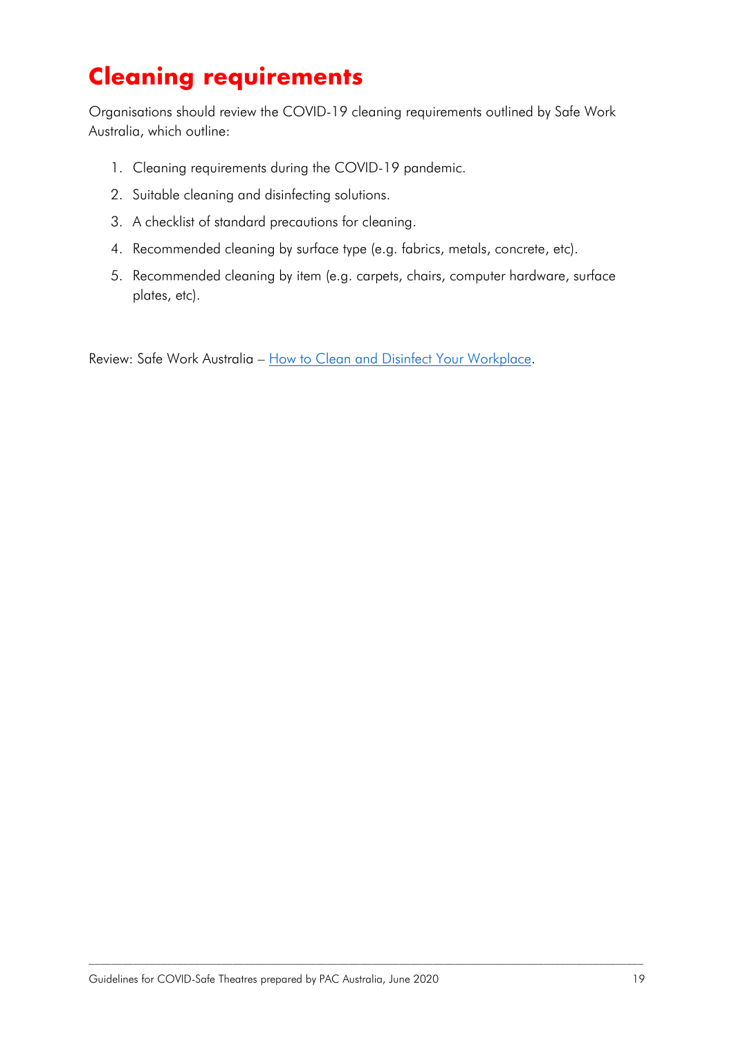# Cleaning requirements

Organisations should review the COVID-19 cleaning requirements outlined by Safe Work Australia, which outline:

1. Cleaning requirements during the COVID-19 pandemic.
2. Suitable cleaning and disinfecting solutions.
3. A checklist of standard precautions for cleaning.
4. Recommended cleaning by surface type (e.g. fabrics, metals, concrete, etc).
5. Recommended cleaning by item (e.g. carpets, chairs, computer hardware, surface plates, etc).

Review: Safe Work Australia – How to Clean and Disinfect Your Workplace.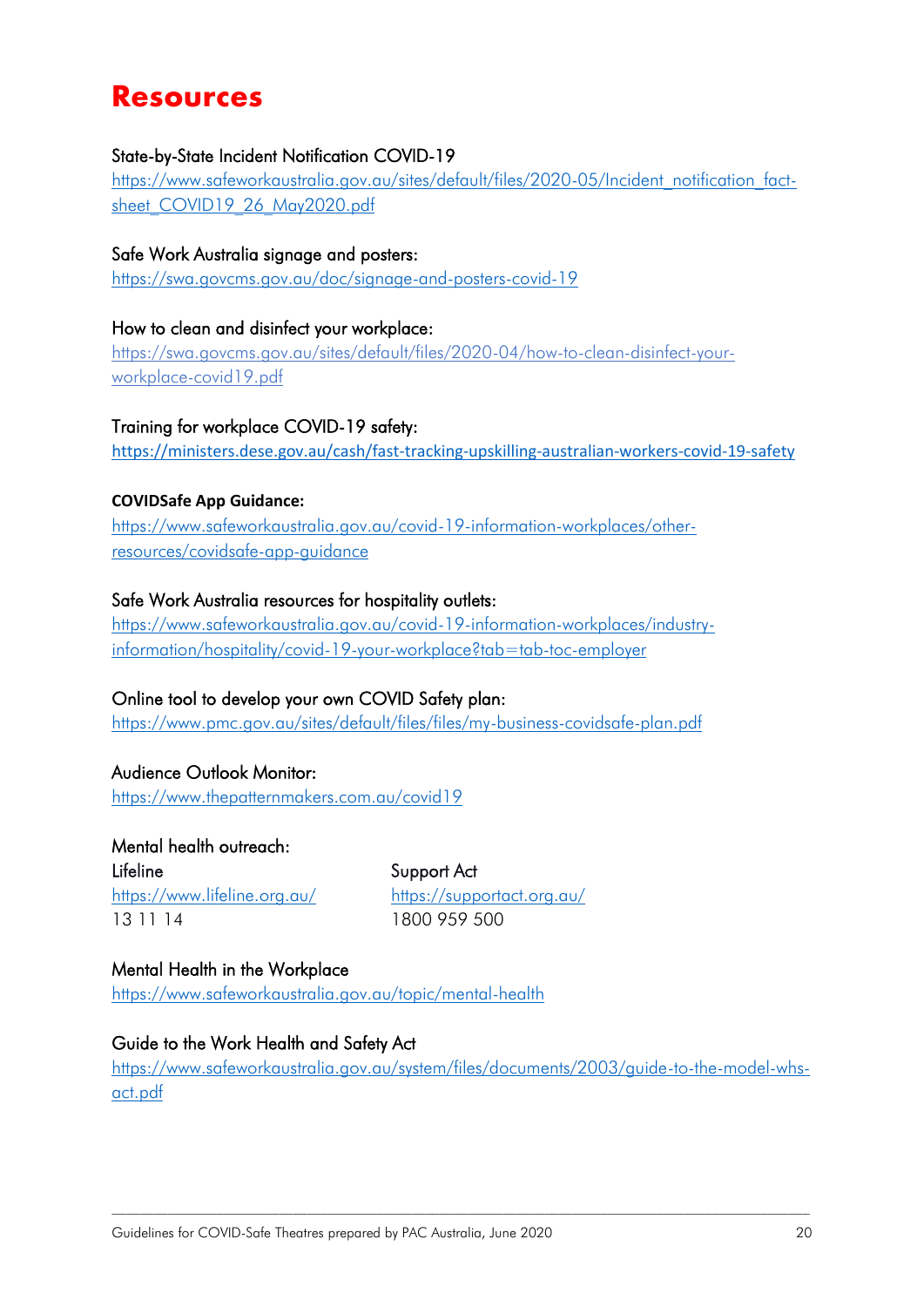# Resources

State-by-State Incident Notification COVID-19
https://www.safeworkaustralia.gov.au/sites/default/files/2020-05/Incident_notification_fact-sheet_COVID19_26_May2020.pdf

Safe Work Australia signage and posters:
https://swa.govcms.gov.au/doc/signage-and-posters-covid-19

How to clean and disinfect your workplace:
https://swa.govcms.gov.au/sites/default/files/2020-04/how-to-clean-disinfect-your-workplace-covid19.pdf

Training for workplace COVID-19 safety:
https://ministers.dese.gov.au/cash/fast-tracking-upskilling-australian-workers-covid-19-safety

**COVIDSafe App Guidance:**
https://www.safeworkaustralia.gov.au/covid-19-information-workplaces/other-resources/covidsafe-app-guidance

Safe Work Australia resources for hospitality outlets:
https://www.safeworkaustralia.gov.au/covid-19-information-workplaces/industry-information/hospitality/covid-19-your-workplace?tab=tab-toc-employer

Online tool to develop your own COVID Safety plan:
https://www.pmc.gov.au/sites/default/files/files/my-business-covidsafe-plan.pdf

Audience Outlook Monitor:
https://www.thepatternmakers.com.au/covid19

Mental health outreach:

Lifeline
https://www.lifeline.org.au/
13 11 14

Support Act
https://supportact.org.au/
1800 959 500

Mental Health in the Workplace
https://www.safeworkaustralia.gov.au/topic/mental-health

Guide to the Work Health and Safety Act
https://www.safeworkaustralia.gov.au/system/files/documents/2003/guide-to-the-model-whs-act.pdf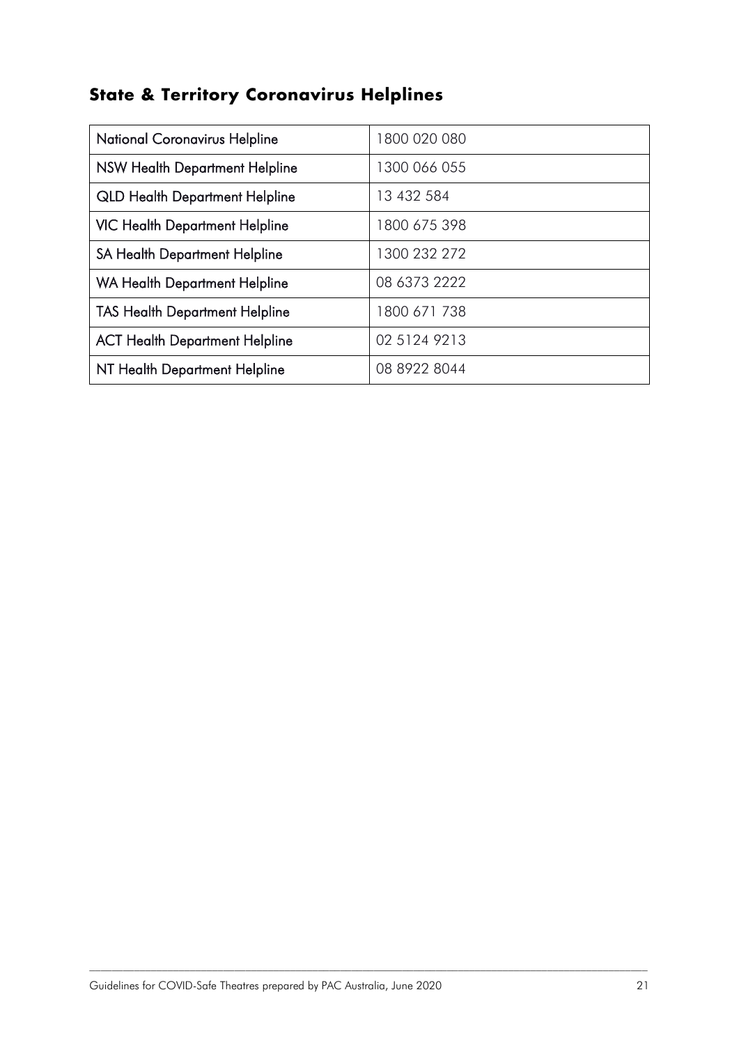## State & Territory Coronavirus Helplines

| | |
|---|---|
| National Coronavirus Helpline | 1800 020 080 |
| NSW Health Department Helpline | 1300 066 055 |
| QLD Health Department Helpline | 13 432 584 |
| VIC Health Department Helpline | 1800 675 398 |
| SA Health Department Helpline | 1300 232 272 |
| WA Health Department Helpline | 08 6373 2222 |
| TAS Health Department Helpline | 1800 671 738 |
| ACT Health Department Helpline | 02 5124 9213 |
| NT Health Department Helpline | 08 8922 8044 |